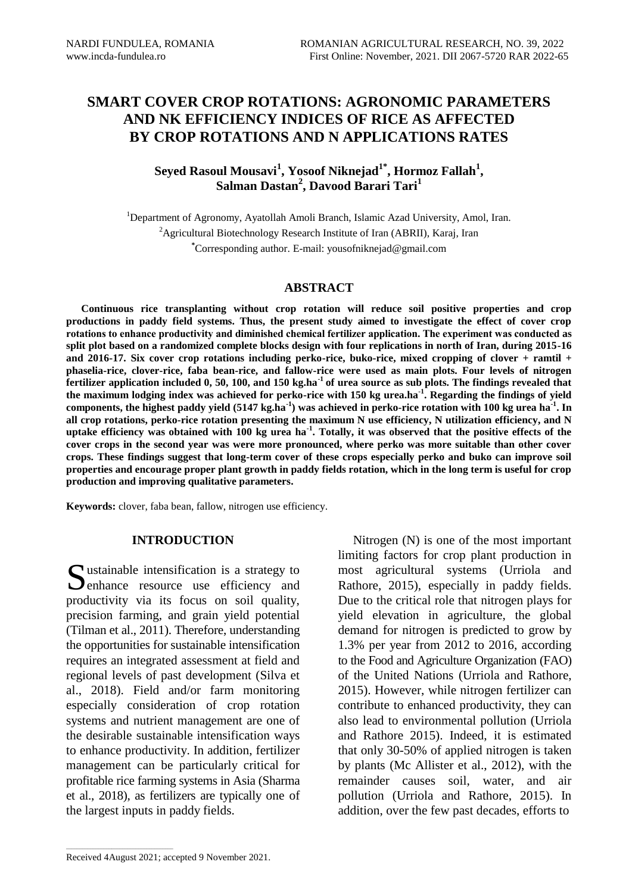# SMART COVER CROP ROTATIONS: AGRONOMIC PARAMETERS AND NK EFFICIENCY INDICES OF RICE AS AFFECTED BY CROP ROTATIONS AND N APPLICATIONS RATES

**Seyed Rasoul Mousavi[1], Yosoof Niknejad[1*], Hormoz Fallah[1], Salman Dastan[2], Davood Barari Tari[1]**

[1]Department of Agronomy, Ayatollah Amoli Branch, Islamic Azad University, Amol, Iran.
[2]Agricultural Biotechnology Research Institute of Iran (ABRII), Karaj, Iran
[*]Corresponding author. E-mail: yousofniknejad@gmail.com

## ABSTRACT

**Continuous rice transplanting without crop rotation will reduce soil positive properties and crop productions in paddy field systems. Thus, the present study aimed to investigate the effect of cover crop rotations to enhance productivity and diminished chemical fertilizer application. The experiment was conducted as split plot based on a randomized complete blocks design with four replications in north of Iran, during 2015-16 and 2016-17. Six cover crop rotations including perko-rice, buko-rice, mixed cropping of clover + ramtil + phaselia-rice, clover-rice, faba bean-rice, and fallow-rice were used as main plots. Four levels of nitrogen fertilizer application included 0, 50, 100, and 150 kg.ha$^{-1}$ of urea source as sub plots. The findings revealed that the maximum lodging index was achieved for perko-rice with 150 kg urea.ha$^{-1}$. Regarding the findings of yield components, the highest paddy yield (5147 kg.ha$^{-1}$) was achieved in perko-rice rotation with 100 kg urea ha$^{-1}$. In all crop rotations, perko-rice rotation presenting the maximum N use efficiency, N utilization efficiency, and N uptake efficiency was obtained with 100 kg urea ha$^{-1}$. Totally, it was observed that the positive effects of the cover crops in the second year was were more pronounced, where perko was more suitable than other cover crops. These findings suggest that long-term cover of these crops especially perko and buko can improve soil properties and encourage proper plant growth in paddy fields rotation, which in the long term is useful for crop production and improving qualitative parameters.**

**Keywords:** clover, faba bean, fallow, nitrogen use efficiency.

## INTRODUCTION

Sustainable intensification is a strategy to enhance resource use efficiency and productivity via its focus on soil quality, precision farming, and grain yield potential (Tilman et al., 2011). Therefore, understanding the opportunities for sustainable intensification requires an integrated assessment at field and regional levels of past development (Silva et al., 2018). Field and/or farm monitoring especially consideration of crop rotation systems and nutrient management are one of the desirable sustainable intensification ways to enhance productivity. In addition, fertilizer management can be particularly critical for profitable rice farming systems in Asia (Sharma et al., 2018), as fertilizers are typically one of the largest inputs in paddy fields.

Nitrogen (N) is one of the most important limiting factors for crop plant production in most agricultural systems (Urriola and Rathore, 2015), especially in paddy fields. Due to the critical role that nitrogen plays for yield elevation in agriculture, the global demand for nitrogen is predicted to grow by 1.3% per year from 2012 to 2016, according to the Food and Agriculture Organization (FAO) of the United Nations (Urriola and Rathore, 2015). However, while nitrogen fertilizer can contribute to enhanced productivity, they can also lead to environmental pollution (Urriola and Rathore 2015). Indeed, it is estimated that only 30-50% of applied nitrogen is taken by plants (Mc Allister et al., 2012), with the remainder causes soil, water, and air pollution (Urriola and Rathore, 2015). In addition, over the few past decades, efforts to

Received 4August 2021; accepted 9 November 2021.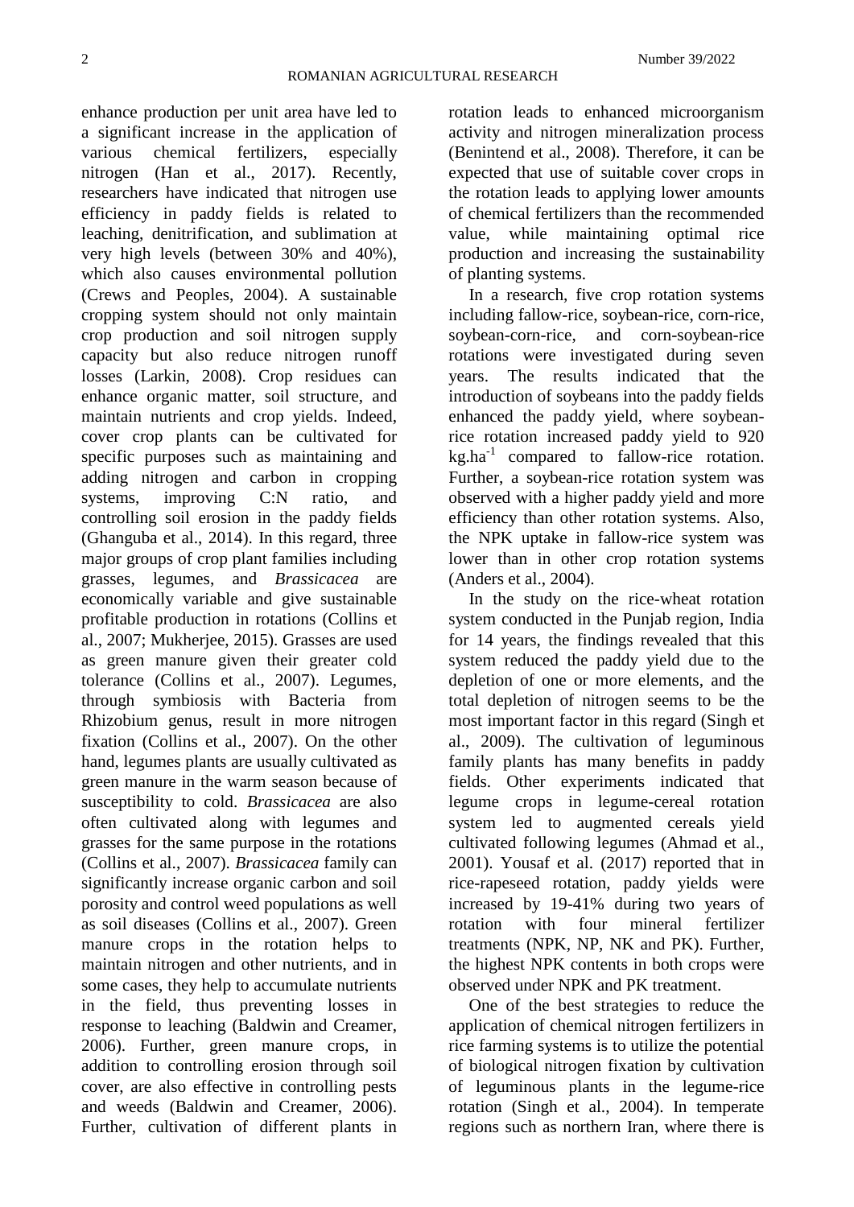enhance production per unit area have led to a significant increase in the application of various chemical fertilizers, especially nitrogen (Han et al., 2017). Recently, researchers have indicated that nitrogen use efficiency in paddy fields is related to leaching, denitrification, and sublimation at very high levels (between 30% and 40%), which also causes environmental pollution (Crews and Peoples, 2004). A sustainable cropping system should not only maintain crop production and soil nitrogen supply capacity but also reduce nitrogen runoff losses (Larkin, 2008). Crop residues can enhance organic matter, soil structure, and maintain nutrients and crop yields. Indeed, cover crop plants can be cultivated for specific purposes such as maintaining and adding nitrogen and carbon in cropping systems, improving C:N ratio, and controlling soil erosion in the paddy fields (Ghanguba et al., 2014). In this regard, three major groups of crop plant families including grasses, legumes, and *Brassicacea* are economically variable and give sustainable profitable production in rotations (Collins et al., 2007; Mukherjee, 2015). Grasses are used as green manure given their greater cold tolerance (Collins et al., 2007). Legumes, through symbiosis with Bacteria from Rhizobium genus, result in more nitrogen fixation (Collins et al., 2007). On the other hand, legumes plants are usually cultivated as green manure in the warm season because of susceptibility to cold. *Brassicacea* are also often cultivated along with legumes and grasses for the same purpose in the rotations (Collins et al., 2007). *Brassicacea* family can significantly increase organic carbon and soil porosity and control weed populations as well as soil diseases (Collins et al., 2007). Green manure crops in the rotation helps to maintain nitrogen and other nutrients, and in some cases, they help to accumulate nutrients in the field, thus preventing losses in response to leaching (Baldwin and Creamer, 2006). Further, green manure crops, in addition to controlling erosion through soil cover, are also effective in controlling pests and weeds (Baldwin and Creamer, 2006). Further, cultivation of different plants in rotation leads to enhanced microorganism activity and nitrogen mineralization process (Benintend et al., 2008). Therefore, it can be expected that use of suitable cover crops in the rotation leads to applying lower amounts of chemical fertilizers than the recommended value, while maintaining optimal rice production and increasing the sustainability of planting systems.

In a research, five crop rotation systems including fallow-rice, soybean-rice, corn-rice, soybean-corn-rice, and corn-soybean-rice rotations were investigated during seven years. The results indicated that the introduction of soybeans into the paddy fields enhanced the paddy yield, where soybean-rice rotation increased paddy yield to 920 kg.ha$^{-1}$ compared to fallow-rice rotation. Further, a soybean-rice rotation system was observed with a higher paddy yield and more efficiency than other rotation systems. Also, the NPK uptake in fallow-rice system was lower than in other crop rotation systems (Anders et al., 2004).

In the study on the rice-wheat rotation system conducted in the Punjab region, India for 14 years, the findings revealed that this system reduced the paddy yield due to the depletion of one or more elements, and the total depletion of nitrogen seems to be the most important factor in this regard (Singh et al., 2009). The cultivation of leguminous family plants has many benefits in paddy fields. Other experiments indicated that legume crops in legume-cereal rotation system led to augmented cereals yield cultivated following legumes (Ahmad et al., 2001). Yousaf et al. (2017) reported that in rice-rapeseed rotation, paddy yields were increased by 19-41% during two years of rotation with four mineral fertilizer treatments (NPK, NP, NK and PK). Further, the highest NPK contents in both crops were observed under NPK and PK treatment.

One of the best strategies to reduce the application of chemical nitrogen fertilizers in rice farming systems is to utilize the potential of biological nitrogen fixation by cultivation of leguminous plants in the legume-rice rotation (Singh et al., 2004). In temperate regions such as northern Iran, where there is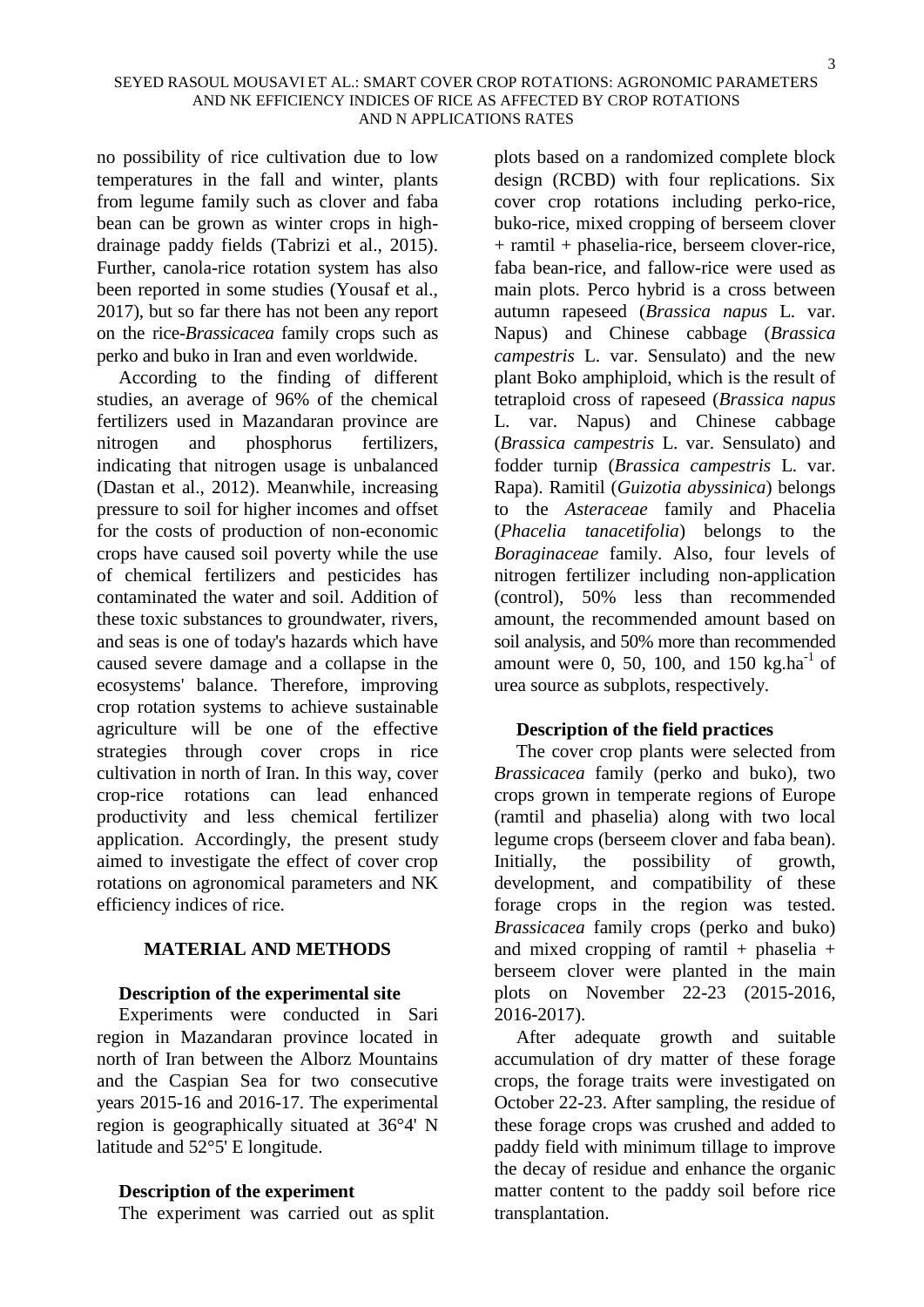no possibility of rice cultivation due to low temperatures in the fall and winter, plants from legume family such as clover and faba bean can be grown as winter crops in high-drainage paddy fields (Tabrizi et al., 2015). Further, canola-rice rotation system has also been reported in some studies (Yousaf et al., 2017), but so far there has not been any report on the rice-*Brassicacea* family crops such as perko and buko in Iran and even worldwide.

According to the finding of different studies, an average of 96% of the chemical fertilizers used in Mazandaran province are nitrogen and phosphorus fertilizers, indicating that nitrogen usage is unbalanced (Dastan et al., 2012). Meanwhile, increasing pressure to soil for higher incomes and offset for the costs of production of non-economic crops have caused soil poverty while the use of chemical fertilizers and pesticides has contaminated the water and soil. Addition of these toxic substances to groundwater, rivers, and seas is one of today's hazards which have caused severe damage and a collapse in the ecosystems' balance. Therefore, improving crop rotation systems to achieve sustainable agriculture will be one of the effective strategies through cover crops in rice cultivation in north of Iran. In this way, cover crop-rice rotations can lead enhanced productivity and less chemical fertilizer application. Accordingly, the present study aimed to investigate the effect of cover crop rotations on agronomical parameters and NK efficiency indices of rice.

## MATERIAL AND METHODS

### Description of the experimental site

Experiments were conducted in Sari region in Mazandaran province located in north of Iran between the Alborz Mountains and the Caspian Sea for two consecutive years 2015-16 and 2016-17. The experimental region is geographically situated at 36°4' N latitude and 52°5' E longitude.

### Description of the experiment

The experiment was carried out as split plots based on a randomized complete block design (RCBD) with four replications. Six cover crop rotations including perko-rice, buko-rice, mixed cropping of berseem clover + ramtil + phaselia-rice, berseem clover-rice, faba bean-rice, and fallow-rice were used as main plots. Perco hybrid is a cross between autumn rapeseed (*Brassica napus* L. var. Napus) and Chinese cabbage (*Brassica campestris* L. var. Sensulato) and the new plant Boko amphiploid, which is the result of tetraploid cross of rapeseed (*Brassica napus* L. var. Napus) and Chinese cabbage (*Brassica campestris* L. var. Sensulato) and fodder turnip (*Brassica campestris* L. var. Rapa). Ramitil (*Guizotia abyssinica*) belongs to the *Asteraceae* family and Phacelia (*Phacelia tanacetifolia*) belongs to the *Boraginaceae* family. Also, four levels of nitrogen fertilizer including non-application (control), 50% less than recommended amount, the recommended amount based on soil analysis, and 50% more than recommended amount were 0, 50, 100, and 150 $kg.ha^{-1}$ of urea source as subplots, respectively.

### Description of the field practices

The cover crop plants were selected from *Brassicacea* family (perko and buko), two crops grown in temperate regions of Europe (ramtil and phaselia) along with two local legume crops (berseem clover and faba bean). Initially, the possibility of growth, development, and compatibility of these forage crops in the region was tested. *Brassicacea* family crops (perko and buko) and mixed cropping of ramtil + phaselia + berseem clover were planted in the main plots on November 22-23 (2015-2016, 2016-2017).

After adequate growth and suitable accumulation of dry matter of these forage crops, the forage traits were investigated on October 22-23. After sampling, the residue of these forage crops was crushed and added to paddy field with minimum tillage to improve the decay of residue and enhance the organic matter content to the paddy soil before rice transplantation.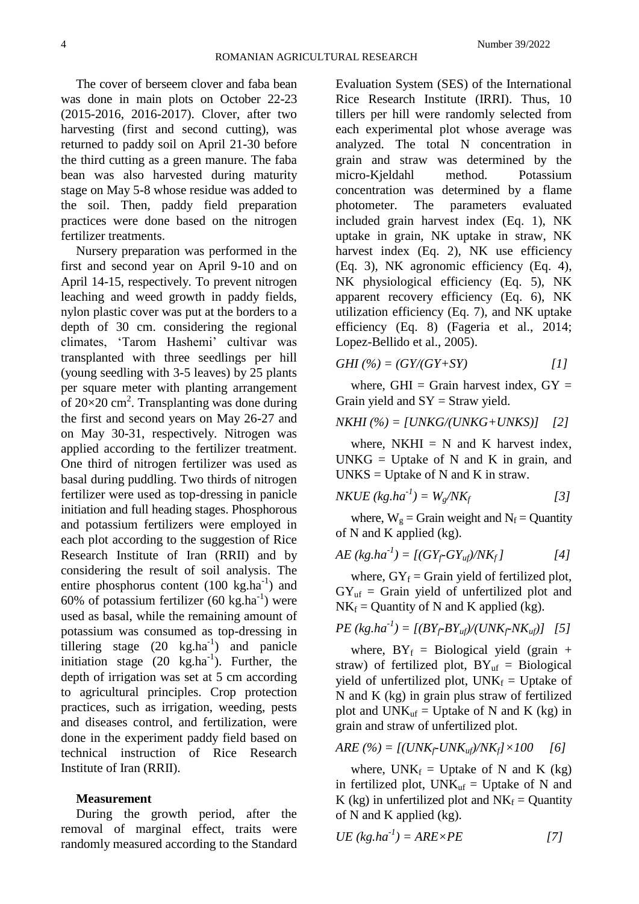The cover of berseem clover and faba bean was done in main plots on October 22-23 (2015-2016, 2016-2017). Clover, after two harvesting (first and second cutting), was returned to paddy soil on April 21-30 before the third cutting as a green manure. The faba bean was also harvested during maturity stage on May 5-8 whose residue was added to the soil. Then, paddy field preparation practices were done based on the nitrogen fertilizer treatments.

Nursery preparation was performed in the first and second year on April 9-10 and on April 14-15, respectively. To prevent nitrogen leaching and weed growth in paddy fields, nylon plastic cover was put at the borders to a depth of 30 cm. considering the regional climates, 'Tarom Hashemi' cultivar was transplanted with three seedlings per hill (young seedling with 3-5 leaves) by 25 plants per square meter with planting arrangement of 20×20 $cm^2$. Transplanting was done during the first and second years on May 26-27 and on May 30-31, respectively. Nitrogen was applied according to the fertilizer treatment. One third of nitrogen fertilizer was used as basal during puddling. Two thirds of nitrogen fertilizer were used as top-dressing in panicle initiation and full heading stages. Phosphorous and potassium fertilizers were employed in each plot according to the suggestion of Rice Research Institute of Iran (RRII) and by considering the result of soil analysis. The entire phosphorus content (100 $kg.ha^{-1}$) and 60% of potassium fertilizer (60 $kg.ha^{-1}$) were used as basal, while the remaining amount of potassium was consumed as top-dressing in tillering stage (20 $kg.ha^{-1}$) and panicle initiation stage (20 $kg.ha^{-1}$). Further, the depth of irrigation was set at 5 cm according to agricultural principles. Crop protection practices, such as irrigation, weeding, pests and diseases control, and fertilization, were done in the experiment paddy field based on technical instruction of Rice Research Institute of Iran (RRII).

**Measurement**

During the growth period, after the removal of marginal effect, traits were randomly measured according to the Standard Evaluation System (SES) of the International Rice Research Institute (IRRI). Thus, 10 tillers per hill were randomly selected from each experimental plot whose average was analyzed. The total N concentration in grain and straw was determined by the micro-Kjeldahl method. Potassium concentration was determined by a flame photometer. The parameters evaluated included grain harvest index (Eq. 1), NK uptake in grain, NK uptake in straw, NK harvest index (Eq. 2), NK use efficiency (Eq. 3), NK agronomic efficiency (Eq. 4), NK physiological efficiency (Eq. 5), NK apparent recovery efficiency (Eq. 6), NK utilization efficiency (Eq. 7), and NK uptake efficiency (Eq. 8) (Fageria et al., 2014; Lopez-Bellido et al., 2005).

$$GHI\ (\%) = (GY/(GY+SY)) \quad [1]$$

where, GHI = Grain harvest index, GY = Grain yield and SY = Straw yield.

$$NKHI\ (\%) = [UNKG/(UNKG+UNKS)] \quad [2]$$

where, NKHI = N and K harvest index, UNKG = Uptake of N and K in grain, and UNKS = Uptake of N and K in straw.

$$NKUE\ (kg.ha^{-1}) = W_g/NK_f \quad [3]$$

where, $W_g$ = Grain weight and $N_f$ = Quantity of N and K applied (kg).

$$AE\ (kg.ha^{-1}) = [(GY_f-GY_{uf})/NK_f] \quad [4]$$

where, $GY_f$ = Grain yield of fertilized plot, $GY_{uf}$ = Grain yield of unfertilized plot and $NK_f$ = Quantity of N and K applied (kg).

$$PE\ (kg.ha^{-1}) = [(BY_f-BY_{uf})/(UNK_f-NK_{uf})] \quad [5]$$

where, $BY_f$ = Biological yield (grain + straw) of fertilized plot, $BY_{uf}$ = Biological yield of unfertilized plot, $UNK_f$ = Uptake of N and K (kg) in grain plus straw of fertilized plot and $UNK_{uf}$ = Uptake of N and K (kg) in grain and straw of unfertilized plot.

$$ARE\ (\%) = [(UNK_f-UNK_{uf})/NK_f]\times100 \quad [6]$$

where, $UNK_f$ = Uptake of N and K (kg) in fertilized plot, $UNK_{uf}$ = Uptake of N and K (kg) in unfertilized plot and $NK_f$ = Quantity of N and K applied (kg).

$$UE\ (kg.ha^{-1}) = ARE\times PE \quad [7]$$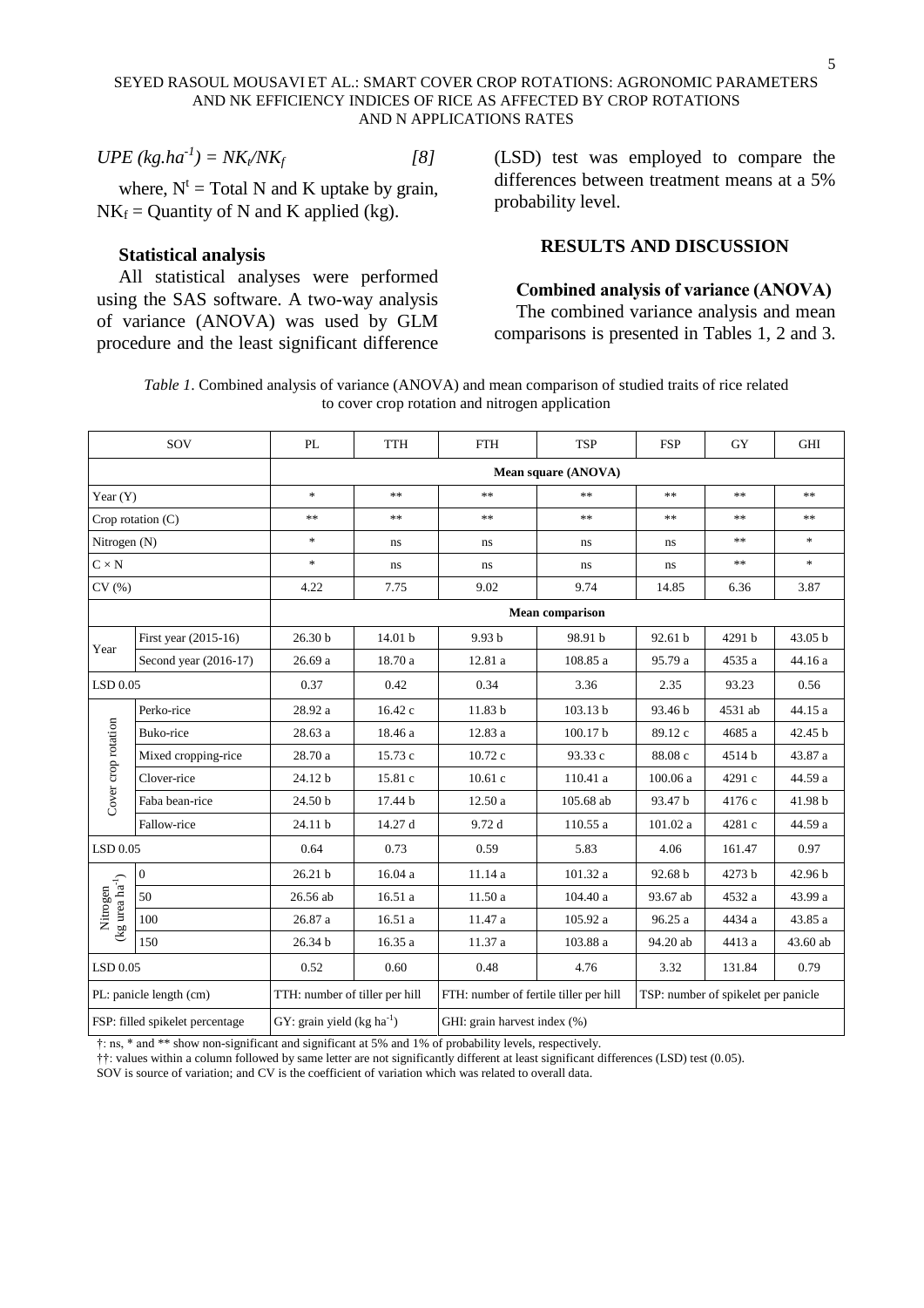$$UPE\ (kg.ha^{-1}) = NK_t/NK_f \qquad [8]$$

where, $N^t$ = Total N and K uptake by grain, $NK_f$ = Quantity of N and K applied (kg).

### Statistical analysis

All statistical analyses were performed using the SAS software. A two-way analysis of variance (ANOVA) was used by GLM procedure and the least significant difference (LSD) test was employed to compare the differences between treatment means at a 5% probability level.

## RESULTS AND DISCUSSION

### Combined analysis of variance (ANOVA)

The combined variance analysis and mean comparisons is presented in Tables 1, 2 and 3.

*Table 1*. Combined analysis of variance (ANOVA) and mean comparison of studied traits of rice related to cover crop rotation and nitrogen application

| SOV | | PL | TTH | FTH | TSP | FSP | GY | GHI |
|---|---|---|---|---|---|---|---|---|
| | | Mean square (ANOVA) | | | | | | |
| Year (Y) | | * | ** | ** | ** | ** | ** | ** |
| Crop rotation (C) | | ** | ** | ** | ** | ** | ** | ** |
| Nitrogen (N) | | * | ns | ns | ns | ns | ** | * |
| C × N | | * | ns | ns | ns | ns | ** | * |
| CV (%) | | 4.22 | 7.75 | 9.02 | 9.74 | 14.85 | 6.36 | 3.87 |
| | | Mean comparison | | | | | | |
| Year | First year (2015-16) | 26.30 b | 14.01 b | 9.93 b | 98.91 b | 92.61 b | 4291 b | 43.05 b |
| | Second year (2016-17) | 26.69 a | 18.70 a | 12.81 a | 108.85 a | 95.79 a | 4535 a | 44.16 a |
| LSD 0.05 | | 0.37 | 0.42 | 0.34 | 3.36 | 2.35 | 93.23 | 0.56 |
| Cover crop rotation | Perko-rice | 28.92 a | 16.42 c | 11.83 b | 103.13 b | 93.46 b | 4531 ab | 44.15 a |
| | Buko-rice | 28.63 a | 18.46 a | 12.83 a | 100.17 b | 89.12 c | 4685 a | 42.45 b |
| | Mixed cropping-rice | 28.70 a | 15.73 c | 10.72 c | 93.33 c | 88.08 c | 4514 b | 43.87 a |
| | Clover-rice | 24.12 b | 15.81 c | 10.61 c | 110.41 a | 100.06 a | 4291 c | 44.59 a |
| | Faba bean-rice | 24.50 b | 17.44 b | 12.50 a | 105.68 ab | 93.47 b | 4176 c | 41.98 b |
| | Fallow-rice | 24.11 b | 14.27 d | 9.72 d | 110.55 a | 101.02 a | 4281 c | 44.59 a |
| LSD 0.05 | | 0.64 | 0.73 | 0.59 | 5.83 | 4.06 | 161.47 | 0.97 |
| Nitrogen (kg urea $ha^{-1}$) | 0 | 26.21 b | 16.04 a | 11.14 a | 101.32 a | 92.68 b | 4273 b | 42.96 b |
| | 50 | 26.56 ab | 16.51 a | 11.50 a | 104.40 a | 93.67 ab | 4532 a | 43.99 a |
| | 100 | 26.87 a | 16.51 a | 11.47 a | 105.92 a | 96.25 a | 4434 a | 43.85 a |
| | 150 | 26.34 b | 16.35 a | 11.37 a | 103.88 a | 94.20 ab | 4413 a | 43.60 ab |
| LSD 0.05 | | 0.52 | 0.60 | 0.48 | 4.76 | 3.32 | 131.84 | 0.79 |
| PL: panicle length (cm) | | TTH: number of tiller per hill | | FTH: number of fertile tiller per hill | | TSP: number of spikelet per panicle | | |
| FSP: filled spikelet percentage | | GY: grain yield (kg $ha^{-1}$) | | GHI: grain harvest index (%) | | | | |

†: ns, * and ** show non-significant and significant at 5% and 1% of probability levels, respectively.
††: values within a column followed by same letter are not significantly different at least significant differences (LSD) test (0.05).
SOV is source of variation; and CV is the coefficient of variation which was related to overall data.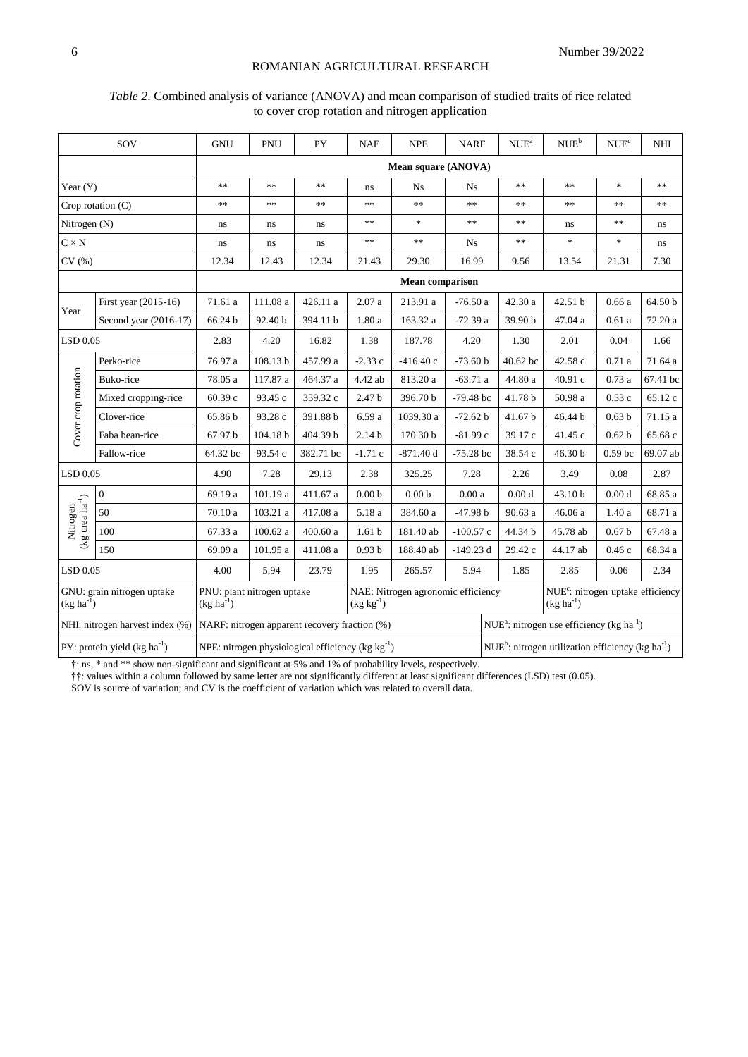*Table 2*. Combined analysis of variance (ANOVA) and mean comparison of studied traits of rice related to cover crop rotation and nitrogen application

| SOV | | GNU | PNU | PY | NAE | NPE | NARF | $NUE^a$ | $NUE^b$ | $NUE^c$ | NHI |
|---|---|---|---|---|---|---|---|---|---|---|---|
| | | **Mean square (ANOVA)** | | | | | | | | | |
| Year (Y) | | ** | ** | ** | ns | Ns | Ns | ** | ** | * | ** |
| Crop rotation (C) | | ** | ** | ** | ** | ** | ** | ** | ** | ** | ** |
| Nitrogen (N) | | ns | ns | ns | ** | * | ** | ** | ns | ** | ns |
| C × N | | ns | ns | ns | ** | ** | Ns | ** | * | * | ns |
| CV (%) | | 12.34 | 12.43 | 12.34 | 21.43 | 29.30 | 16.99 | 9.56 | 13.54 | 21.31 | 7.30 |
| | | **Mean comparison** | | | | | | | | | |
| Year | First year (2015-16) | 71.61 a | 111.08 a | 426.11 a | 2.07 a | 213.91 a | -76.50 a | 42.30 a | 42.51 b | 0.66 a | 64.50 b |
| | Second year (2016-17) | 66.24 b | 92.40 b | 394.11 b | 1.80 a | 163.32 a | -72.39 a | 39.90 b | 47.04 a | 0.61 a | 72.20 a |
| LSD 0.05 | | 2.83 | 4.20 | 16.82 | 1.38 | 187.78 | 4.20 | 1.30 | 2.01 | 0.04 | 1.66 |
| Cover crop rotation | Perko-rice | 76.97 a | 108.13 b | 457.99 a | -2.33 c | -416.40 c | -73.60 b | 40.62 bc | 42.58 c | 0.71 a | 71.64 a |
| | Buko-rice | 78.05 a | 117.87 a | 464.37 a | 4.42 ab | 813.20 a | -63.71 a | 44.80 a | 40.91 c | 0.73 a | 67.41 bc |
| | Mixed cropping-rice | 60.39 c | 93.45 c | 359.32 c | 2.47 b | 396.70 b | -79.48 bc | 41.78 b | 50.98 a | 0.53 c | 65.12 c |
| | Clover-rice | 65.86 b | 93.28 c | 391.88 b | 6.59 a | 1039.30 a | -72.62 b | 41.67 b | 46.44 b | 0.63 b | 71.15 a |
| | Faba bean-rice | 67.97 b | 104.18 b | 404.39 b | 2.14 b | 170.30 b | -81.99 c | 39.17 c | 41.45 c | 0.62 b | 65.68 c |
| | Fallow-rice | 64.32 bc | 93.54 c | 382.71 bc | -1.71 c | -871.40 d | -75.28 bc | 38.54 c | 46.30 b | 0.59 bc | 69.07 ab |
| LSD 0.05 | | 4.90 | 7.28 | 29.13 | 2.38 | 325.25 | 7.28 | 2.26 | 3.49 | 0.08 | 2.87 |
| Nitrogen (kg urea ha$^{-1}$) | 0 | 69.19 a | 101.19 a | 411.67 a | 0.00 b | 0.00 b | 0.00 a | 0.00 d | 43.10 b | 0.00 d | 68.85 a |
| | 50 | 70.10 a | 103.21 a | 417.08 a | 5.18 a | 384.60 a | -47.98 b | 90.63 a | 46.06 a | 1.40 a | 68.71 a |
| | 100 | 67.33 a | 100.62 a | 400.60 a | 1.61 b | 181.40 ab | -100.57 c | 44.34 b | 45.78 ab | 0.67 b | 67.48 a |
| | 150 | 69.09 a | 101.95 a | 411.08 a | 0.93 b | 188.40 ab | -149.23 d | 29.42 c | 44.17 ab | 0.46 c | 68.34 a |
| LSD 0.05 | | 4.00 | 5.94 | 23.79 | 1.95 | 265.57 | 5.94 | 1.85 | 2.85 | 0.06 | 2.34 |

GNU: grain nitrogen uptake (kg ha$^{-1}$); PNU: plant nitrogen uptake (kg ha$^{-1}$); NAE: Nitrogen agronomic efficiency (kg kg$^{-1}$); $NUE^c$: nitrogen uptake efficiency (kg ha$^{-1}$)

NHI: nitrogen harvest index (%); NARF: nitrogen apparent recovery fraction (%); $NUE^a$: nitrogen use efficiency (kg ha$^{-1}$)

PY: protein yield (kg ha$^{-1}$); NPE: nitrogen physiological efficiency (kg kg$^{-1}$); $NUE^b$: nitrogen utilization efficiency (kg ha$^{-1}$)

†: ns, * and ** show non-significant and significant at 5% and 1% of probability levels, respectively.
††: values within a column followed by same letter are not significantly different at least significant differences (LSD) test (0.05).
SOV is source of variation; and CV is the coefficient of variation which was related to overall data.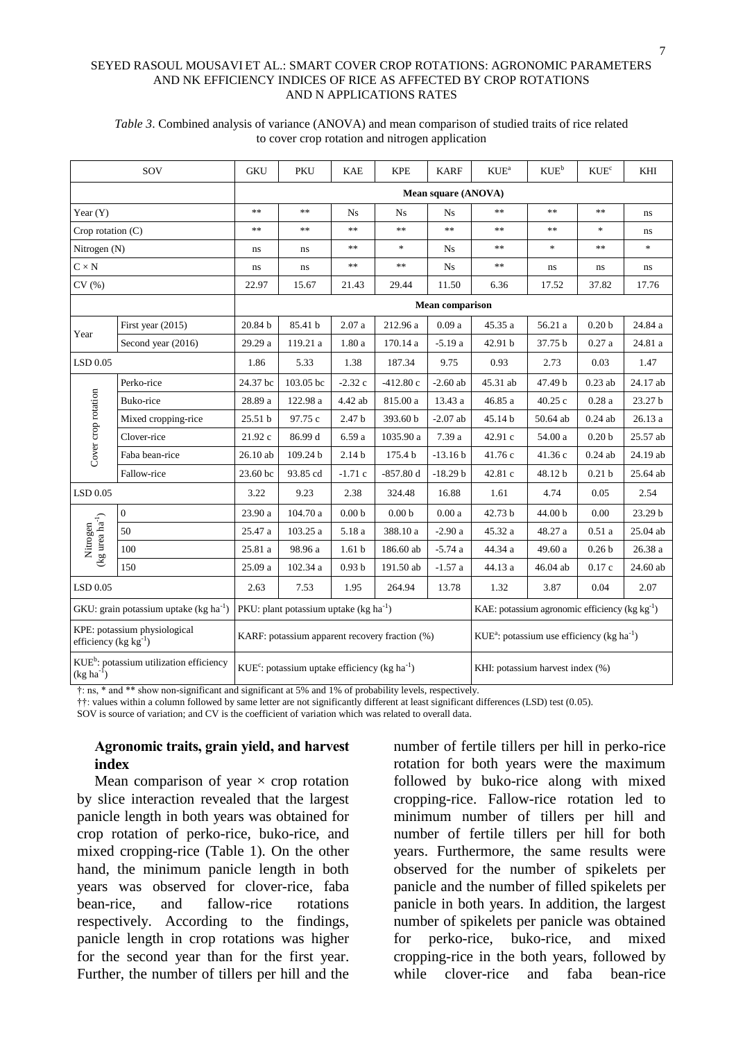*Table 3*. Combined analysis of variance (ANOVA) and mean comparison of studied traits of rice related to cover crop rotation and nitrogen application

| SOV | | GKU | PKU | KAE | KPE | KARF | KUE[a] | KUE[b] | KUE[c] | KHI |
|---|---|---|---|---|---|---|---|---|---|---|
| | | Mean square (ANOVA) | | | | | | | | |
| Year (Y) | | ** | ** | Ns | Ns | Ns | ** | ** | ** | ns |
| Crop rotation (C) | | ** | ** | ** | ** | ** | ** | ** | * | ns |
| Nitrogen (N) | | ns | ns | ** | * | Ns | ** | * | ** | * |
| C × N | | ns | ns | ** | ** | Ns | ** | ns | ns | ns |
| CV (%) | | 22.97 | 15.67 | 21.43 | 29.44 | 11.50 | 6.36 | 17.52 | 37.82 | 17.76 |
| | | Mean comparison | | | | | | | | |
| Year | First year (2015) | 20.84 b | 85.41 b | 2.07 a | 212.96 a | 0.09 a | 45.35 a | 56.21 a | 0.20 b | 24.84 a |
| | Second year (2016) | 29.29 a | 119.21 a | 1.80 a | 170.14 a | -5.19 a | 42.91 b | 37.75 b | 0.27 a | 24.81 a |
| LSD 0.05 | | 1.86 | 5.33 | 1.38 | 187.34 | 9.75 | 0.93 | 2.73 | 0.03 | 1.47 |
| Cover crop rotation | Perko-rice | 24.37 bc | 103.05 bc | -2.32 c | -412.80 c | -2.60 ab | 45.31 ab | 47.49 b | 0.23 ab | 24.17 ab |
| | Buko-rice | 28.89 a | 122.98 a | 4.42 ab | 815.00 a | 13.43 a | 46.85 a | 40.25 c | 0.28 a | 23.27 b |
| | Mixed cropping-rice | 25.51 b | 97.75 c | 2.47 b | 393.60 b | -2.07 ab | 45.14 b | 50.64 ab | 0.24 ab | 26.13 a |
| | Clover-rice | 21.92 c | 86.99 d | 6.59 a | 1035.90 a | 7.39 a | 42.91 c | 54.00 a | 0.20 b | 25.57 ab |
| | Faba bean-rice | 26.10 ab | 109.24 b | 2.14 b | 175.4 b | -13.16 b | 41.76 c | 41.36 c | 0.24 ab | 24.19 ab |
| | Fallow-rice | 23.60 bc | 93.85 cd | -1.71 c | -857.80 d | -18.29 b | 42.81 c | 48.12 b | 0.21 b | 25.64 ab |
| LSD 0.05 | | 3.22 | 9.23 | 2.38 | 324.48 | 16.88 | 1.61 | 4.74 | 0.05 | 2.54 |
| Nitrogen (kg urea ha$^{-1}$) | 0 | 23.90 a | 104.70 a | 0.00 b | 0.00 b | 0.00 a | 42.73 b | 44.00 b | 0.00 | 23.29 b |
| | 50 | 25.47 a | 103.25 a | 5.18 a | 388.10 a | -2.90 a | 45.32 a | 48.27 a | 0.51 a | 25.04 ab |
| | 100 | 25.81 a | 98.96 a | 1.61 b | 186.60 ab | -5.74 a | 44.34 a | 49.60 a | 0.26 b | 26.38 a |
| | 150 | 25.09 a | 102.34 a | 0.93 b | 191.50 ab | -1.57 a | 44.13 a | 46.04 ab | 0.17 c | 24.60 ab |
| LSD 0.05 | | 2.63 | 7.53 | 1.95 | 264.94 | 13.78 | 1.32 | 3.87 | 0.04 | 2.07 |

GKU: grain potassium uptake (kg ha$^{-1}$); PKU: plant potassium uptake (kg ha$^{-1}$); KAE: potassium agronomic efficiency (kg kg$^{-1}$); KPE: potassium physiological efficiency (kg kg$^{-1}$); KARF: potassium apparent recovery fraction (%); KUE[a]: potassium use efficiency (kg ha$^{-1}$); KUE[b]: potassium utilization efficiency (kg ha$^{-1}$); KUE[c]: potassium uptake efficiency (kg ha$^{-1}$); KHI: potassium harvest index (%)

†: ns, * and ** show non-significant and significant at 5% and 1% of probability levels, respectively.
††: values within a column followed by same letter are not significantly different at least significant differences (LSD) test (0.05).
SOV is source of variation; and CV is the coefficient of variation which was related to overall data.

## Agronomic traits, grain yield, and harvest index

Mean comparison of year × crop rotation by slice interaction revealed that the largest panicle length in both years was obtained for crop rotation of perko-rice, buko-rice, and mixed cropping-rice (Table 1). On the other hand, the minimum panicle length in both years was observed for clover-rice, faba bean-rice, and fallow-rice rotations respectively. According to the findings, panicle length in crop rotations was higher for the second year than for the first year. Further, the number of tillers per hill and the number of fertile tillers per hill in perko-rice rotation for both years were the maximum followed by buko-rice along with mixed cropping-rice. Fallow-rice rotation led to minimum number of tillers per hill and number of fertile tillers per hill for both years. Furthermore, the same results were observed for the number of spikelets per panicle and the number of filled spikelets per panicle in both years. In addition, the largest number of spikelets per panicle was obtained for perko-rice, buko-rice, and mixed cropping-rice in the both years, followed by while clover-rice and faba bean-rice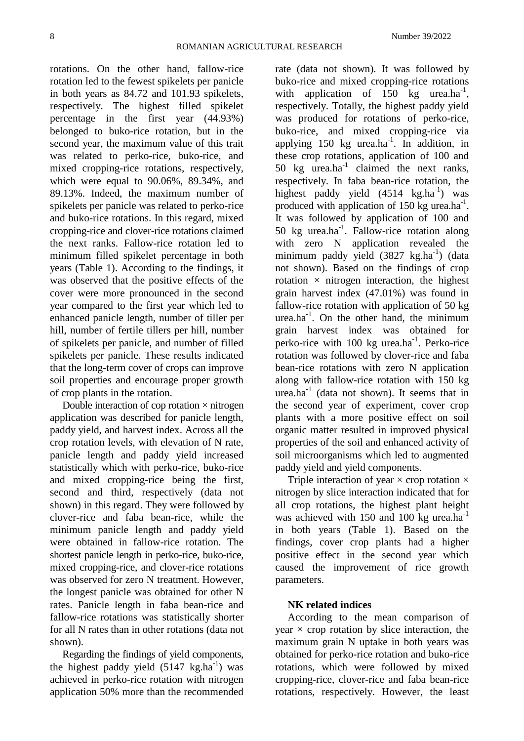rotations. On the other hand, fallow-rice rotation led to the fewest spikelets per panicle in both years as 84.72 and 101.93 spikelets, respectively. The highest filled spikelet percentage in the first year (44.93%) belonged to buko-rice rotation, but in the second year, the maximum value of this trait was related to perko-rice, buko-rice, and mixed cropping-rice rotations, respectively, which were equal to 90.06%, 89.34%, and 89.13%. Indeed, the maximum number of spikelets per panicle was related to perko-rice and buko-rice rotations. In this regard, mixed cropping-rice and clover-rice rotations claimed the next ranks. Fallow-rice rotation led to minimum filled spikelet percentage in both years (Table 1). According to the findings, it was observed that the positive effects of the cover were more pronounced in the second year compared to the first year which led to enhanced panicle length, number of tiller per hill, number of fertile tillers per hill, number of spikelets per panicle, and number of filled spikelets per panicle. These results indicated that the long-term cover of crops can improve soil properties and encourage proper growth of crop plants in the rotation.

Double interaction of cop rotation × nitrogen application was described for panicle length, paddy yield, and harvest index. Across all the crop rotation levels, with elevation of N rate, panicle length and paddy yield increased statistically which with perko-rice, buko-rice and mixed cropping-rice being the first, second and third, respectively (data not shown) in this regard. They were followed by clover-rice and faba bean-rice, while the minimum panicle length and paddy yield were obtained in fallow-rice rotation. The shortest panicle length in perko-rice, buko-rice, mixed cropping-rice, and clover-rice rotations was observed for zero N treatment. However, the longest panicle was obtained for other N rates. Panicle length in faba bean-rice and fallow-rice rotations was statistically shorter for all N rates than in other rotations (data not shown).

Regarding the findings of yield components, the highest paddy yield (5147 kg.ha$^{-1}$) was achieved in perko-rice rotation with nitrogen application 50% more than the recommended rate (data not shown). It was followed by buko-rice and mixed cropping-rice rotations with application of 150 kg urea.ha$^{-1}$, respectively. Totally, the highest paddy yield was produced for rotations of perko-rice, buko-rice, and mixed cropping-rice via applying 150 kg urea.ha$^{-1}$. In addition, in these crop rotations, application of 100 and 50 kg urea.ha$^{-1}$ claimed the next ranks, respectively. In faba bean-rice rotation, the highest paddy yield (4514 kg.ha$^{-1}$) was produced with application of 150 kg urea.ha$^{-1}$. It was followed by application of 100 and 50 kg urea.ha$^{-1}$. Fallow-rice rotation along with zero N application revealed the minimum paddy yield (3827 kg.ha$^{-1}$) (data not shown). Based on the findings of crop rotation × nitrogen interaction, the highest grain harvest index (47.01%) was found in fallow-rice rotation with application of 50 kg urea.ha$^{-1}$. On the other hand, the minimum grain harvest index was obtained for perko-rice with 100 kg urea.ha$^{-1}$. Perko-rice rotation was followed by clover-rice and faba bean-rice rotations with zero N application along with fallow-rice rotation with 150 kg urea.ha$^{-1}$ (data not shown). It seems that in the second year of experiment, cover crop plants with a more positive effect on soil organic matter resulted in improved physical properties of the soil and enhanced activity of soil microorganisms which led to augmented paddy yield and yield components.

Triple interaction of year × crop rotation × nitrogen by slice interaction indicated that for all crop rotations, the highest plant height was achieved with 150 and 100 kg urea.ha$^{-1}$ in both years (Table 1). Based on the findings, cover crop plants had a higher positive effect in the second year which caused the improvement of rice growth parameters.

**NK related indices**

According to the mean comparison of year × crop rotation by slice interaction, the maximum grain N uptake in both years was obtained for perko-rice rotation and buko-rice rotations, which were followed by mixed cropping-rice, clover-rice and faba bean-rice rotations, respectively. However, the least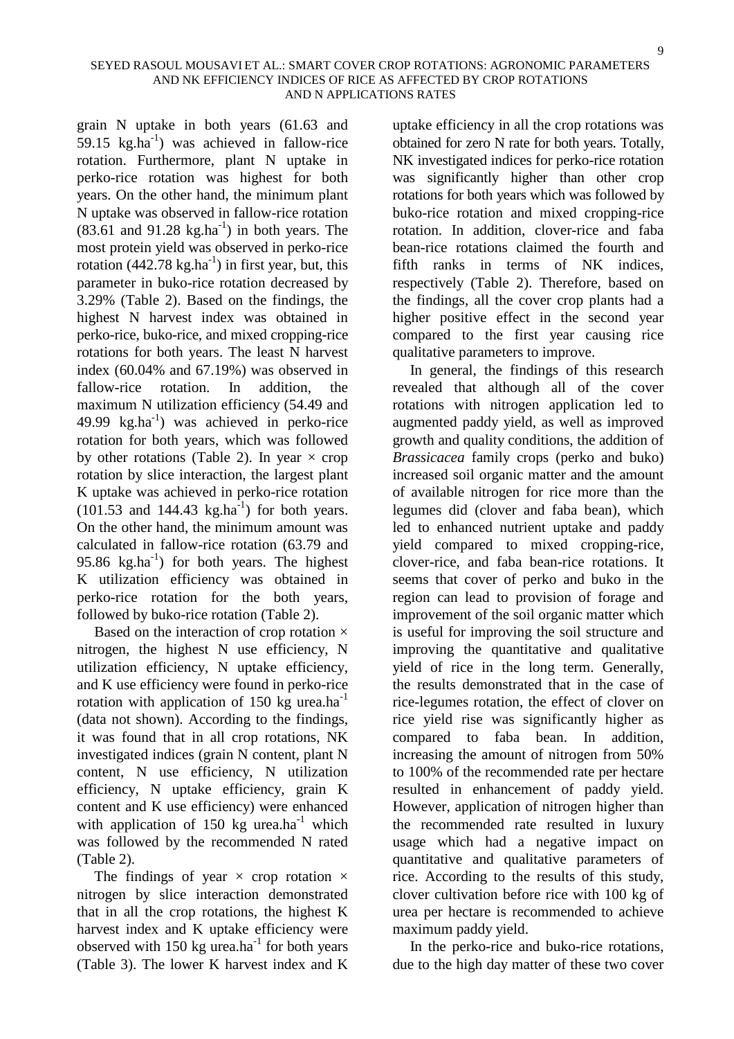grain N uptake in both years (61.63 and 59.15 $kg.ha^{-1}$) was achieved in fallow-rice rotation. Furthermore, plant N uptake in perko-rice rotation was highest for both years. On the other hand, the minimum plant N uptake was observed in fallow-rice rotation (83.61 and 91.28 $kg.ha^{-1}$) in both years. The most protein yield was observed in perko-rice rotation (442.78 $kg.ha^{-1}$) in first year, but, this parameter in buko-rice rotation decreased by 3.29% (Table 2). Based on the findings, the highest N harvest index was obtained in perko-rice, buko-rice, and mixed cropping-rice rotations for both years. The least N harvest index (60.04% and 67.19%) was observed in fallow-rice rotation. In addition, the maximum N utilization efficiency (54.49 and 49.99 $kg.ha^{-1}$) was achieved in perko-rice rotation for both years, which was followed by other rotations (Table 2). In year × crop rotation by slice interaction, the largest plant K uptake was achieved in perko-rice rotation (101.53 and 144.43 $kg.ha^{-1}$) for both years. On the other hand, the minimum amount was calculated in fallow-rice rotation (63.79 and 95.86 $kg.ha^{-1}$) for both years. The highest K utilization efficiency was obtained in perko-rice rotation for the both years, followed by buko-rice rotation (Table 2).

Based on the interaction of crop rotation × nitrogen, the highest N use efficiency, N utilization efficiency, N uptake efficiency, and K use efficiency were found in perko-rice rotation with application of 150 kg $urea.ha^{-1}$ (data not shown). According to the findings, it was found that in all crop rotations, NK investigated indices (grain N content, plant N content, N use efficiency, N utilization efficiency, N uptake efficiency, grain K content and K use efficiency) were enhanced with application of 150 kg $urea.ha^{-1}$ which was followed by the recommended N rated (Table 2).

The findings of year × crop rotation × nitrogen by slice interaction demonstrated that in all the crop rotations, the highest K harvest index and K uptake efficiency were observed with 150 kg $urea.ha^{-1}$ for both years (Table 3). The lower K harvest index and K uptake efficiency in all the crop rotations was obtained for zero N rate for both years. Totally, NK investigated indices for perko-rice rotation was significantly higher than other crop rotations for both years which was followed by buko-rice rotation and mixed cropping-rice rotation. In addition, clover-rice and faba bean-rice rotations claimed the fourth and fifth ranks in terms of NK indices, respectively (Table 2). Therefore, based on the findings, all the cover crop plants had a higher positive effect in the second year compared to the first year causing rice qualitative parameters to improve.

In general, the findings of this research revealed that although all of the cover rotations with nitrogen application led to augmented paddy yield, as well as improved growth and quality conditions, the addition of *Brassicacea* family crops (perko and buko) increased soil organic matter and the amount of available nitrogen for rice more than the legumes did (clover and faba bean), which led to enhanced nutrient uptake and paddy yield compared to mixed cropping-rice, clover-rice, and faba bean-rice rotations. It seems that cover of perko and buko in the region can lead to provision of forage and improvement of the soil organic matter which is useful for improving the soil structure and improving the quantitative and qualitative yield of rice in the long term. Generally, the results demonstrated that in the case of rice-legumes rotation, the effect of clover on rice yield rise was significantly higher as compared to faba bean. In addition, increasing the amount of nitrogen from 50% to 100% of the recommended rate per hectare resulted in enhancement of paddy yield. However, application of nitrogen higher than the recommended rate resulted in luxury usage which had a negative impact on quantitative and qualitative parameters of rice. According to the results of this study, clover cultivation before rice with 100 kg of urea per hectare is recommended to achieve maximum paddy yield.

In the perko-rice and buko-rice rotations, due to the high day matter of these two cover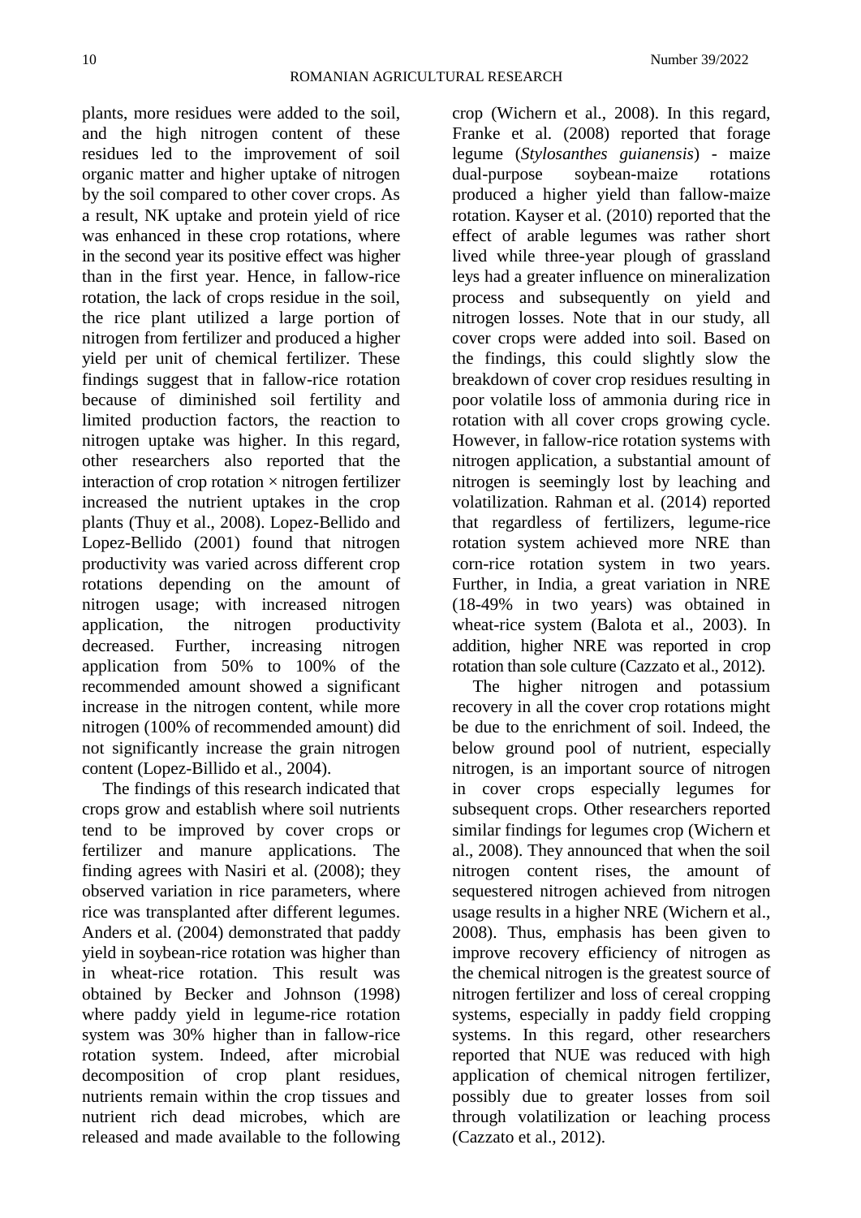plants, more residues were added to the soil, and the high nitrogen content of these residues led to the improvement of soil organic matter and higher uptake of nitrogen by the soil compared to other cover crops. As a result, NK uptake and protein yield of rice was enhanced in these crop rotations, where in the second year its positive effect was higher than in the first year. Hence, in fallow-rice rotation, the lack of crops residue in the soil, the rice plant utilized a large portion of nitrogen from fertilizer and produced a higher yield per unit of chemical fertilizer. These findings suggest that in fallow-rice rotation because of diminished soil fertility and limited production factors, the reaction to nitrogen uptake was higher. In this regard, other researchers also reported that the interaction of crop rotation × nitrogen fertilizer increased the nutrient uptakes in the crop plants (Thuy et al., 2008). Lopez-Bellido and Lopez-Bellido (2001) found that nitrogen productivity was varied across different crop rotations depending on the amount of nitrogen usage; with increased nitrogen application, the nitrogen productivity decreased. Further, increasing nitrogen application from 50% to 100% of the recommended amount showed a significant increase in the nitrogen content, while more nitrogen (100% of recommended amount) did not significantly increase the grain nitrogen content (Lopez-Billido et al., 2004).

The findings of this research indicated that crops grow and establish where soil nutrients tend to be improved by cover crops or fertilizer and manure applications. The finding agrees with Nasiri et al. (2008); they observed variation in rice parameters, where rice was transplanted after different legumes. Anders et al. (2004) demonstrated that paddy yield in soybean-rice rotation was higher than in wheat-rice rotation. This result was obtained by Becker and Johnson (1998) where paddy yield in legume-rice rotation system was 30% higher than in fallow-rice rotation system. Indeed, after microbial decomposition of crop plant residues, nutrients remain within the crop tissues and nutrient rich dead microbes, which are released and made available to the following crop (Wichern et al., 2008). In this regard, Franke et al. (2008) reported that forage legume (*Stylosanthes guianensis*) - maize dual-purpose soybean-maize rotations produced a higher yield than fallow-maize rotation. Kayser et al. (2010) reported that the effect of arable legumes was rather short lived while three-year plough of grassland leys had a greater influence on mineralization process and subsequently on yield and nitrogen losses. Note that in our study, all cover crops were added into soil. Based on the findings, this could slightly slow the breakdown of cover crop residues resulting in poor volatile loss of ammonia during rice in rotation with all cover crops growing cycle. However, in fallow-rice rotation systems with nitrogen application, a substantial amount of nitrogen is seemingly lost by leaching and volatilization. Rahman et al. (2014) reported that regardless of fertilizers, legume-rice rotation system achieved more NRE than corn-rice rotation system in two years. Further, in India, a great variation in NRE (18-49% in two years) was obtained in wheat-rice system (Balota et al., 2003). In addition, higher NRE was reported in crop rotation than sole culture (Cazzato et al., 2012).

The higher nitrogen and potassium recovery in all the cover crop rotations might be due to the enrichment of soil. Indeed, the below ground pool of nutrient, especially nitrogen, is an important source of nitrogen in cover crops especially legumes for subsequent crops. Other researchers reported similar findings for legumes crop (Wichern et al., 2008). They announced that when the soil nitrogen content rises, the amount of sequestered nitrogen achieved from nitrogen usage results in a higher NRE (Wichern et al., 2008). Thus, emphasis has been given to improve recovery efficiency of nitrogen as the chemical nitrogen is the greatest source of nitrogen fertilizer and loss of cereal cropping systems, especially in paddy field cropping systems. In this regard, other researchers reported that NUE was reduced with high application of chemical nitrogen fertilizer, possibly due to greater losses from soil through volatilization or leaching process (Cazzato et al., 2012).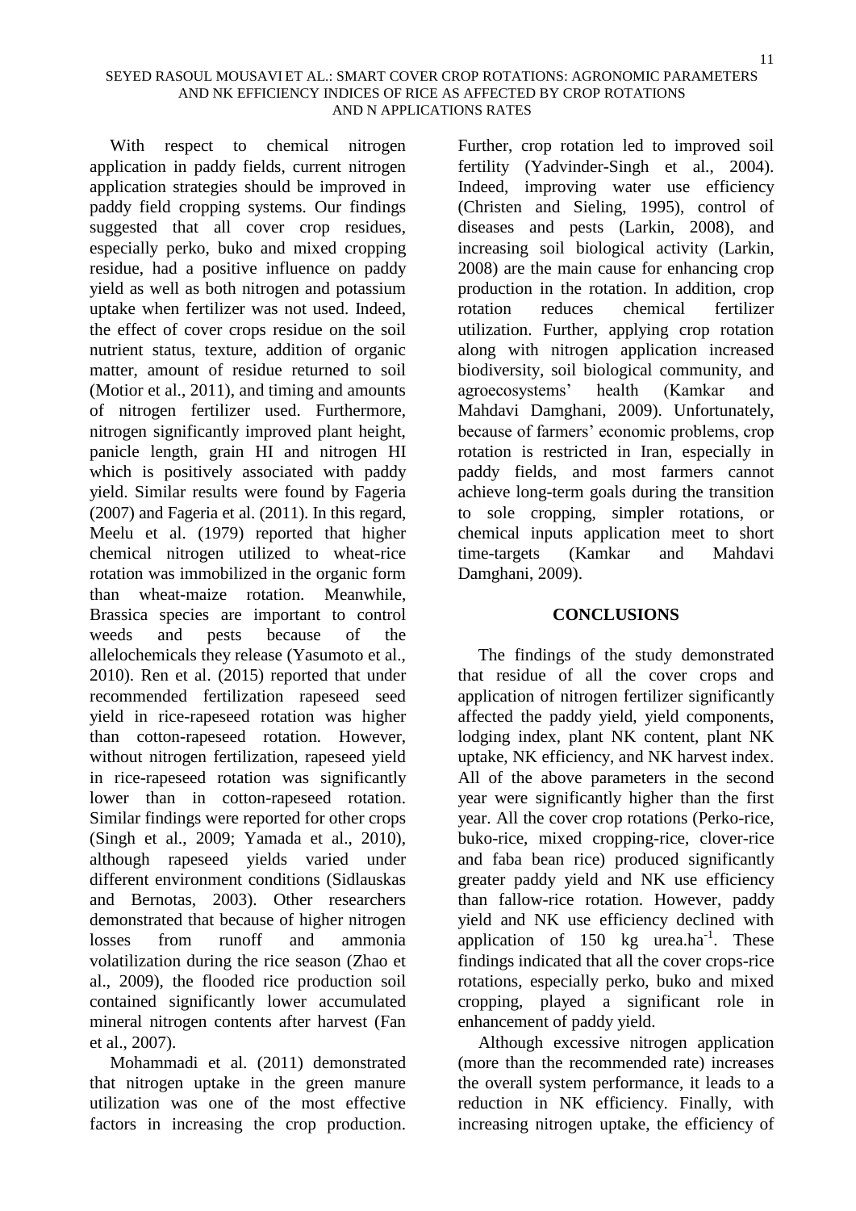With respect to chemical nitrogen application in paddy fields, current nitrogen application strategies should be improved in paddy field cropping systems. Our findings suggested that all cover crop residues, especially perko, buko and mixed cropping residue, had a positive influence on paddy yield as well as both nitrogen and potassium uptake when fertilizer was not used. Indeed, the effect of cover crops residue on the soil nutrient status, texture, addition of organic matter, amount of residue returned to soil (Motior et al., 2011), and timing and amounts of nitrogen fertilizer used. Furthermore, nitrogen significantly improved plant height, panicle length, grain HI and nitrogen HI which is positively associated with paddy yield. Similar results were found by Fageria (2007) and Fageria et al. (2011). In this regard, Meelu et al. (1979) reported that higher chemical nitrogen utilized to wheat-rice rotation was immobilized in the organic form than wheat-maize rotation. Meanwhile, Brassica species are important to control weeds and pests because of the allelochemicals they release (Yasumoto et al., 2010). Ren et al. (2015) reported that under recommended fertilization rapeseed seed yield in rice-rapeseed rotation was higher than cotton-rapeseed rotation. However, without nitrogen fertilization, rapeseed yield in rice-rapeseed rotation was significantly lower than in cotton-rapeseed rotation. Similar findings were reported for other crops (Singh et al., 2009; Yamada et al., 2010), although rapeseed yields varied under different environment conditions (Sidlauskas and Bernotas, 2003). Other researchers demonstrated that because of higher nitrogen losses from runoff and ammonia volatilization during the rice season (Zhao et al., 2009), the flooded rice production soil contained significantly lower accumulated mineral nitrogen contents after harvest (Fan et al., 2007).

Mohammadi et al. (2011) demonstrated that nitrogen uptake in the green manure utilization was one of the most effective factors in increasing the crop production. Further, crop rotation led to improved soil fertility (Yadvinder-Singh et al., 2004). Indeed, improving water use efficiency (Christen and Sieling, 1995), control of diseases and pests (Larkin, 2008), and increasing soil biological activity (Larkin, 2008) are the main cause for enhancing crop production in the rotation. In addition, crop rotation reduces chemical fertilizer utilization. Further, applying crop rotation along with nitrogen application increased biodiversity, soil biological community, and agroecosystems' health (Kamkar and Mahdavi Damghani, 2009). Unfortunately, because of farmers' economic problems, crop rotation is restricted in Iran, especially in paddy fields, and most farmers cannot achieve long-term goals during the transition to sole cropping, simpler rotations, or chemical inputs application meet to short time-targets (Kamkar and Mahdavi Damghani, 2009).

## CONCLUSIONS

The findings of the study demonstrated that residue of all the cover crops and application of nitrogen fertilizer significantly affected the paddy yield, yield components, lodging index, plant NK content, plant NK uptake, NK efficiency, and NK harvest index. All of the above parameters in the second year were significantly higher than the first year. All the cover crop rotations (Perko-rice, buko-rice, mixed cropping-rice, clover-rice and faba bean rice) produced significantly greater paddy yield and NK use efficiency than fallow-rice rotation. However, paddy yield and NK use efficiency declined with application of 150 kg urea.$ha^{-1}$. These findings indicated that all the cover crops-rice rotations, especially perko, buko and mixed cropping, played a significant role in enhancement of paddy yield.

Although excessive nitrogen application (more than the recommended rate) increases the overall system performance, it leads to a reduction in NK efficiency. Finally, with increasing nitrogen uptake, the efficiency of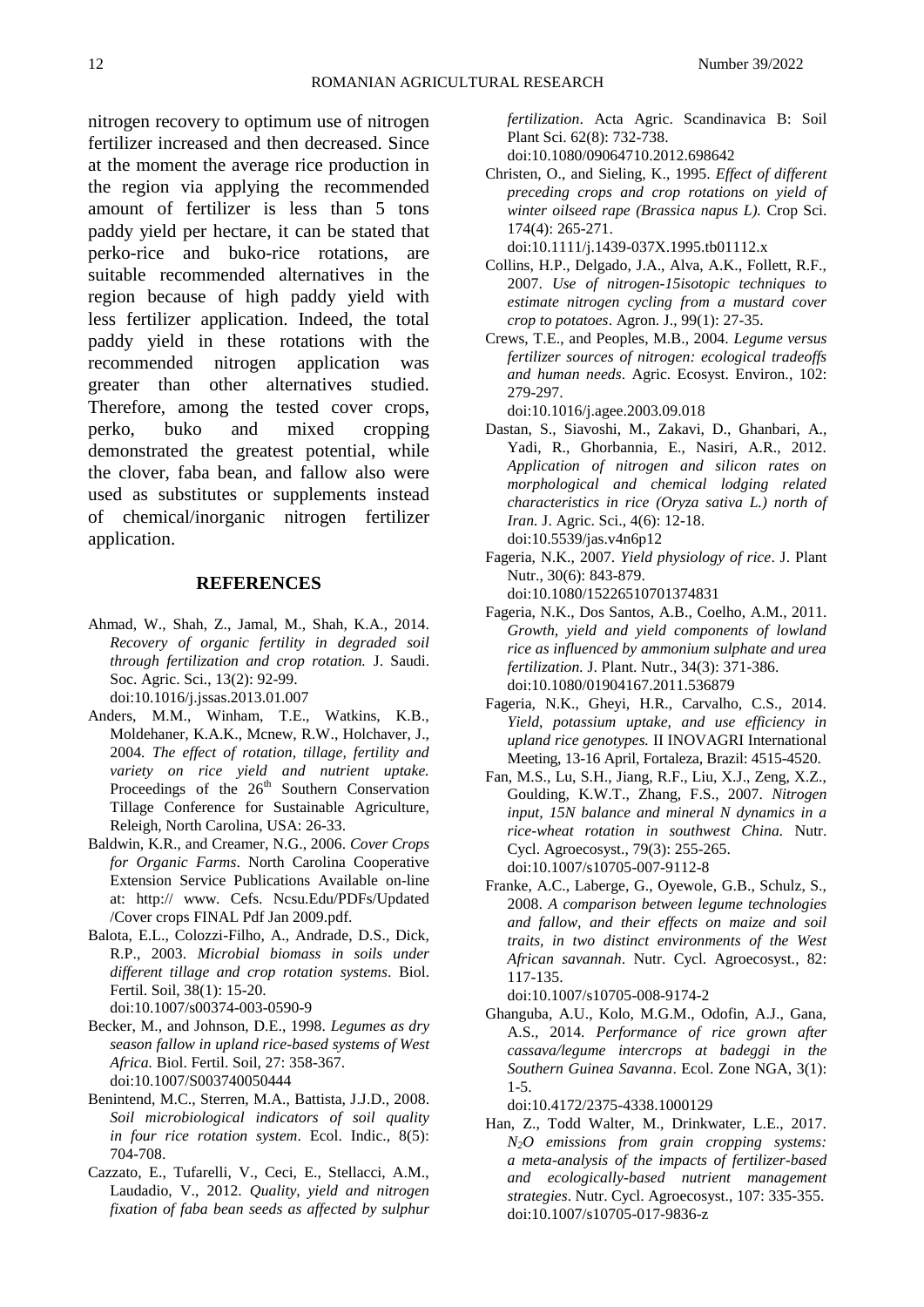nitrogen recovery to optimum use of nitrogen fertilizer increased and then decreased. Since at the moment the average rice production in the region via applying the recommended amount of fertilizer is less than 5 tons paddy yield per hectare, it can be stated that perko-rice and buko-rice rotations, are suitable recommended alternatives in the region because of high paddy yield with less fertilizer application. Indeed, the total paddy yield in these rotations with the recommended nitrogen application was greater than other alternatives studied. Therefore, among the tested cover crops, perko, buko and mixed cropping demonstrated the greatest potential, while the clover, faba bean, and fallow also were used as substitutes or supplements instead of chemical/inorganic nitrogen fertilizer application.

## REFERENCES

Ahmad, W., Shah, Z., Jamal, M., Shah, K.A., 2014. *Recovery of organic fertility in degraded soil through fertilization and crop rotation.* J. Saudi. Soc. Agric. Sci., 13(2): 92-99. doi:10.1016/j.jssas.2013.01.007

Anders, M.M., Winham, T.E., Watkins, K.B., Moldehaner, K.A.K., Mcnew, R.W., Holchaver, J., 2004. *The effect of rotation, tillage, fertility and variety on rice yield and nutrient uptake.* Proceedings of the 26th Southern Conservation Tillage Conference for Sustainable Agriculture, Releigh, North Carolina, USA: 26-33.

Baldwin, K.R., and Creamer, N.G., 2006. *Cover Crops for Organic Farms*. North Carolina Cooperative Extension Service Publications Available on-line at: http:// www. Cefs. Ncsu.Edu/PDFs/Updated /Cover crops FINAL Pdf Jan 2009.pdf.

Balota, E.L., Colozzi-Filho, A., Andrade, D.S., Dick, R.P., 2003. *Microbial biomass in soils under different tillage and crop rotation systems*. Biol. Fertil. Soil, 38(1): 15-20. doi:10.1007/s00374-003-0590-9

Becker, M., and Johnson, D.E., 1998. *Legumes as dry season fallow in upland rice-based systems of West Africa.* Biol. Fertil. Soil, 27: 358-367. doi:10.1007/S003740050444

Benintend, M.C., Sterren, M.A., Battista, J.J.D., 2008. *Soil microbiological indicators of soil quality in four rice rotation system*. Ecol. Indic., 8(5): 704-708.

Cazzato, E., Tufarelli, V., Ceci, E., Stellacci, A.M., Laudadio, V., 2012. *Quality, yield and nitrogen fixation of faba bean seeds as affected by sulphur fertilization*. Acta Agric. Scandinavica B: Soil Plant Sci. 62(8): 732-738. doi:10.1080/09064710.2012.698642

Christen, O., and Sieling, K., 1995. *Effect of different preceding crops and crop rotations on yield of winter oilseed rape (Brassica napus L).* Crop Sci. 174(4): 265-271. doi:10.1111/j.1439-037X.1995.tb01112.x

Collins, H.P., Delgado, J.A., Alva, A.K., Follett, R.F., 2007. *Use of nitrogen-15isotopic techniques to estimate nitrogen cycling from a mustard cover crop to potatoes*. Agron. J., 99(1): 27-35.

Crews, T.E., and Peoples, M.B., 2004. *Legume versus fertilizer sources of nitrogen: ecological tradeoffs and human needs*. Agric. Ecosyst. Environ., 102: 279-297. doi:10.1016/j.agee.2003.09.018

Dastan, S., Siavoshi, M., Zakavi, D., Ghanbari, A., Yadi, R., Ghorbannia, E., Nasiri, A.R., 2012. *Application of nitrogen and silicon rates on morphological and chemical lodging related characteristics in rice (Oryza sativa L.) north of Iran.* J. Agric. Sci., 4(6): 12-18. doi:10.5539/jas.v4n6p12

Fageria, N.K., 2007. *Yield physiology of rice*. J. Plant Nutr., 30(6): 843-879. doi:10.1080/15226510701374831

Fageria, N.K., Dos Santos, A.B., Coelho, A.M., 2011. *Growth, yield and yield components of lowland rice as influenced by ammonium sulphate and urea fertilization.* J. Plant. Nutr., 34(3): 371-386. doi:10.1080/01904167.2011.536879

Fageria, N.K., Gheyi, H.R., Carvalho, C.S., 2014. *Yield, potassium uptake, and use efficiency in upland rice genotypes.* II INOVAGRI International Meeting, 13-16 April, Fortaleza, Brazil: 4515-4520.

Fan, M.S., Lu, S.H., Jiang, R.F., Liu, X.J., Zeng, X.Z., Goulding, K.W.T., Zhang, F.S., 2007. *Nitrogen input, 15N balance and mineral N dynamics in a rice-wheat rotation in southwest China.* Nutr. Cycl. Agroecosyst., 79(3): 255-265. doi:10.1007/s10705-007-9112-8

Franke, A.C., Laberge, G., Oyewole, G.B., Schulz, S., 2008. *A comparison between legume technologies and fallow, and their effects on maize and soil traits, in two distinct environments of the West African savannah*. Nutr. Cycl. Agroecosyst., 82: 117-135. doi:10.1007/s10705-008-9174-2

Ghanguba, A.U., Kolo, M.G.M., Odofin, A.J., Gana, A.S., 2014. *Performance of rice grown after cassava/legume intercrops at badeggi in the Southern Guinea Savanna*. Ecol. Zone NGA, 3(1): 1-5. doi:10.4172/2375-4338.1000129

Han, Z., Todd Walter, M., Drinkwater, L.E., 2017. *$N_2O$ emissions from grain cropping systems: a meta-analysis of the impacts of fertilizer-based and ecologically-based nutrient management strategies*. Nutr. Cycl. Agroecosyst., 107: 335-355. doi:10.1007/s10705-017-9836-z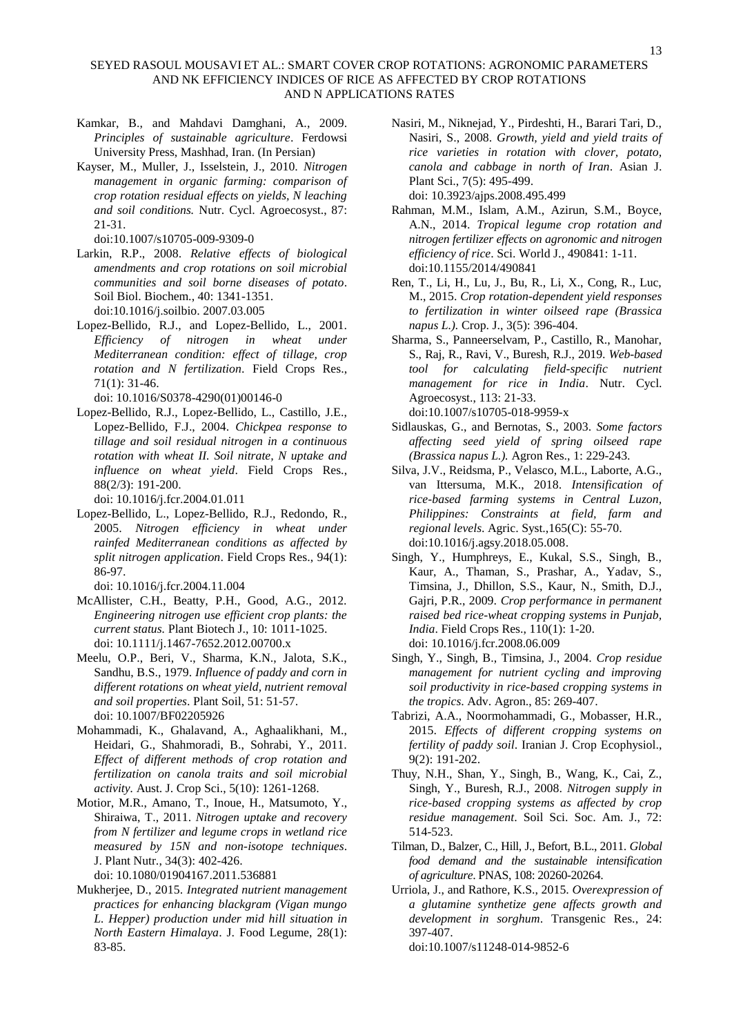Kamkar, B., and Mahdavi Damghani, A., 2009. *Principles of sustainable agriculture*. Ferdowsi University Press, Mashhad, Iran. (In Persian)

Kayser, M., Muller, J., Isselstein, J., 2010. *Nitrogen management in organic farming: comparison of crop rotation residual effects on yields, N leaching and soil conditions.* Nutr. Cycl. Agroecosyst., 87: 21-31. doi:10.1007/s10705-009-9309-0

Larkin, R.P., 2008. *Relative effects of biological amendments and crop rotations on soil microbial communities and soil borne diseases of potato*. Soil Biol. Biochem., 40: 1341-1351. doi:10.1016/j.soilbio. 2007.03.005

Lopez-Bellido, R.J., and Lopez-Bellido, L., 2001. *Efficiency of nitrogen in wheat under Mediterranean condition: effect of tillage, crop rotation and N fertilization*. Field Crops Res., 71(1): 31-46. doi: 10.1016/S0378-4290(01)00146-0

Lopez-Bellido, R.J., Lopez-Bellido, L., Castillo, J.E., Lopez-Bellido, F.J., 2004. *Chickpea response to tillage and soil residual nitrogen in a continuous rotation with wheat II. Soil nitrate, N uptake and influence on wheat yield*. Field Crops Res., 88(2/3): 191-200. doi: 10.1016/j.fcr.2004.01.011

Lopez-Bellido, L., Lopez-Bellido, R.J., Redondo, R., 2005. *Nitrogen efficiency in wheat under rainfed Mediterranean conditions as affected by split nitrogen application*. Field Crops Res., 94(1): 86-97. doi: 10.1016/j.fcr.2004.11.004

McAllister, C.H., Beatty, P.H., Good, A.G., 2012. *Engineering nitrogen use efficient crop plants: the current status.* Plant Biotech J., 10: 1011-1025. doi: 10.1111/j.1467-7652.2012.00700.x

Meelu, O.P., Beri, V., Sharma, K.N., Jalota, S.K., Sandhu, B.S., 1979. *Influence of paddy and corn in different rotations on wheat yield, nutrient removal and soil properties*. Plant Soil, 51: 51-57. doi: 10.1007/BF02205926

Mohammadi, K., Ghalavand, A., Aghaalikhani, M., Heidari, G., Shahmoradi, B., Sohrabi, Y., 2011. *Effect of different methods of crop rotation and fertilization on canola traits and soil microbial activity*. Aust. J. Crop Sci., 5(10): 1261-1268.

Motior, M.R., Amano, T., Inoue, H., Matsumoto, Y., Shiraiwa, T., 2011. *Nitrogen uptake and recovery from N fertilizer and legume crops in wetland rice measured by 15N and non-isotope techniques*. J. Plant Nutr., 34(3): 402-426. doi: 10.1080/01904167.2011.536881

Mukherjee, D., 2015. *Integrated nutrient management practices for enhancing blackgram (Vigan mungo L. Hepper) production under mid hill situation in North Eastern Himalaya*. J. Food Legume, 28(1): 83-85.

Nasiri, M., Niknejad, Y., Pirdeshti, H., Barari Tari, D., Nasiri, S., 2008. *Growth, yield and yield traits of rice varieties in rotation with clover, potato, canola and cabbage in north of Iran*. Asian J. Plant Sci., 7(5): 495-499. doi: 10.3923/ajps.2008.495.499

Rahman, M.M., Islam, A.M., Azirun, S.M., Boyce, A.N., 2014. *Tropical legume crop rotation and nitrogen fertilizer effects on agronomic and nitrogen efficiency of rice*. Sci. World J., 490841: 1-11. doi:10.1155/2014/490841

Ren, T., Li, H., Lu, J., Bu, R., Li, X., Cong, R., Luc, M., 2015. *Crop rotation-dependent yield responses to fertilization in winter oilseed rape (Brassica napus L.)*. Crop. J., 3(5): 396-404.

Sharma, S., Panneerselvam, P., Castillo, R., Manohar, S., Raj, R., Ravi, V., Buresh, R.J., 2019. *Web-based tool for calculating field-specific nutrient management for rice in India*. Nutr. Cycl. Agroecosyst., 113: 21-33. doi:10.1007/s10705-018-9959-x

Sidlauskas, G., and Bernotas, S., 2003. *Some factors affecting seed yield of spring oilseed rape (Brassica napus L.).* Agron Res., 1: 229-243.

Silva, J.V., Reidsma, P., Velasco, M.L., Laborte, A.G., van Ittersuma, M.K., 2018. *Intensification of rice-based farming systems in Central Luzon, Philippines: Constraints at field, farm and regional levels.* Agric. Syst.,165(C): 55-70. doi:10.1016/j.agsy.2018.05.008.

Singh, Y., Humphreys, E., Kukal, S.S., Singh, B., Kaur, A., Thaman, S., Prashar, A., Yadav, S., Timsina, J., Dhillon, S.S., Kaur, N., Smith, D.J., Gajri, P.R., 2009. *Crop performance in permanent raised bed rice-wheat cropping systems in Punjab, India*. Field Crops Res., 110(1): 1-20. doi: 10.1016/j.fcr.2008.06.009

Singh, Y., Singh, B., Timsina, J., 2004. *Crop residue management for nutrient cycling and improving soil productivity in rice-based cropping systems in the tropics*. Adv. Agron., 85: 269-407.

Tabrizi, A.A., Noormohammadi, G., Mobasser, H.R., 2015. *Effects of different cropping systems on fertility of paddy soil*. Iranian J. Crop Ecophysiol., 9(2): 191-202.

Thuy, N.H., Shan, Y., Singh, B., Wang, K., Cai, Z., Singh, Y., Buresh, R.J., 2008. *Nitrogen supply in rice-based cropping systems as affected by crop residue management*. Soil Sci. Soc. Am. J., 72: 514-523.

Tilman, D., Balzer, C., Hill, J., Befort, B.L., 2011. *Global food demand and the sustainable intensification of agriculture*. PNAS, 108: 20260-20264.

Urriola, J., and Rathore, K.S., 2015. *Overexpression of a glutamine synthetize gene affects growth and development in sorghum*. Transgenic Res., 24: 397-407. doi:10.1007/s11248-014-9852-6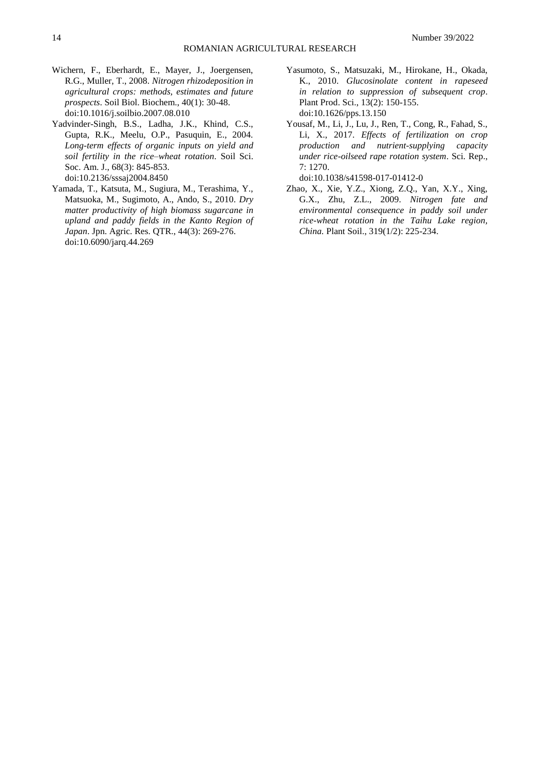Wichern, F., Eberhardt, E., Mayer, J., Joergensen, R.G., Muller, T., 2008. *Nitrogen rhizodeposition in agricultural crops: methods, estimates and future prospects*. Soil Biol. Biochem., 40(1): 30-48. doi:10.1016/j.soilbio.2007.08.010

Yadvinder-Singh, B.S., Ladha, J.K., Khind, C.S., Gupta, R.K., Meelu, O.P., Pasuquin, E., 2004. *Long-term effects of organic inputs on yield and soil fertility in the rice–wheat rotation*. Soil Sci. Soc. Am. J., 68(3): 845-853. doi:10.2136/sssaj2004.8450

Yamada, T., Katsuta, M., Sugiura, M., Terashima, Y., Matsuoka, M., Sugimoto, A., Ando, S., 2010. *Dry matter productivity of high biomass sugarcane in upland and paddy fields in the Kanto Region of Japan*. Jpn. Agric. Res. QTR., 44(3): 269-276. doi:10.6090/jarq.44.269

Yasumoto, S., Matsuzaki, M., Hirokane, H., Okada, K., 2010. *Glucosinolate content in rapeseed in relation to suppression of subsequent crop*. Plant Prod. Sci., 13(2): 150-155. doi:10.1626/pps.13.150

Yousaf, M., Li, J., Lu, J., Ren, T., Cong, R., Fahad, S., Li, X., 2017. *Effects of fertilization on crop production and nutrient-supplying capacity under rice-oilseed rape rotation system*. Sci. Rep., 7: 1270. doi:10.1038/s41598-017-01412-0

Zhao, X., Xie, Y.Z., Xiong, Z.Q., Yan, X.Y., Xing, G.X., Zhu, Z.L., 2009. *Nitrogen fate and environmental consequence in paddy soil under rice-wheat rotation in the Taihu Lake region, China.* Plant Soil., 319(1/2): 225-234.